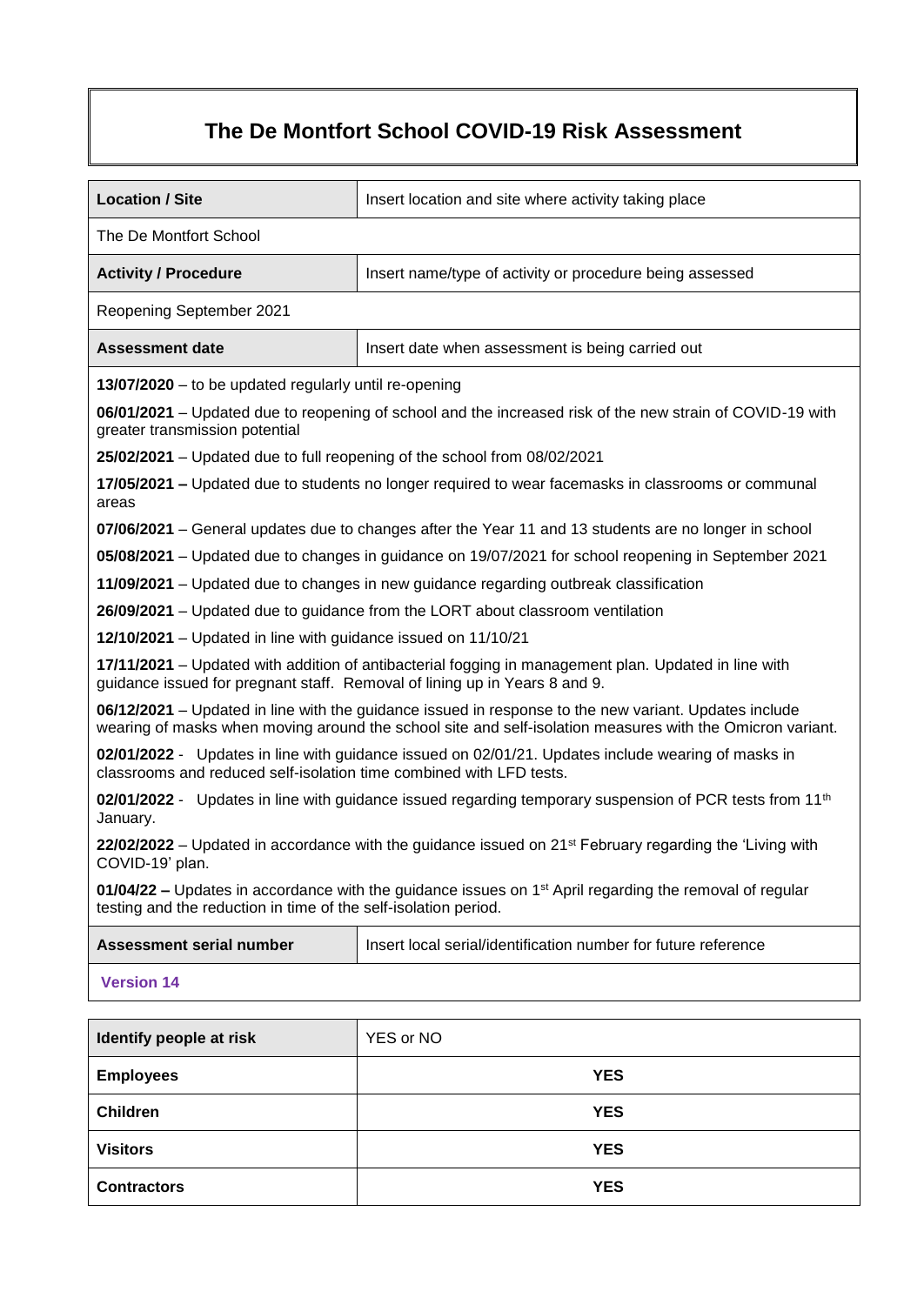# The De Montfort School COVID-19 Risk Assessment

| **Location / Site** | Insert location and site where activity taking place |
|---|---|
| The De Montfort School | |
| **Activity / Procedure** | Insert name/type of activity or procedure being assessed |
| Reopening September 2021 | |
| **Assessment date** | Insert date when assessment is being carried out |

**13/07/2020** – to be updated regularly until re-opening

**06/01/2021** – Updated due to reopening of school and the increased risk of the new strain of COVID-19 with greater transmission potential

**25/02/2021** – Updated due to full reopening of the school from 08/02/2021

**17/05/2021 –** Updated due to students no longer required to wear facemasks in classrooms or communal areas

**07/06/2021** – General updates due to changes after the Year 11 and 13 students are no longer in school

**05/08/2021** – Updated due to changes in guidance on 19/07/2021 for school reopening in September 2021

**11/09/2021** – Updated due to changes in new guidance regarding outbreak classification

**26/09/2021** – Updated due to guidance from the LORT about classroom ventilation

**12/10/2021** – Updated in line with guidance issued on 11/10/21

**17/11/2021** – Updated with addition of antibacterial fogging in management plan. Updated in line with guidance issued for pregnant staff. Removal of lining up in Years 8 and 9.

**06/12/2021** – Updated in line with the guidance issued in response to the new variant. Updates include wearing of masks when moving around the school site and self-isolation measures with the Omicron variant.

**02/01/2022** - Updates in line with guidance issued on 02/01/21. Updates include wearing of masks in classrooms and reduced self-isolation time combined with LFD tests.

**02/01/2022** - Updates in line with guidance issued regarding temporary suspension of PCR tests from 11th January.

**22/02/2022** – Updated in accordance with the guidance issued on 21st February regarding the 'Living with COVID-19' plan.

**01/04/22 –** Updates in accordance with the guidance issues on 1st April regarding the removal of regular testing and the reduction in time of the self-isolation period.

| **Assessment serial number** | Insert local serial/identification number for future reference |
|---|---|
| **Version 14** | |

| **Identify people at risk** | YES or NO |
|---|---|
| **Employees** | **YES** |
| **Children** | **YES** |
| **Visitors** | **YES** |
| **Contractors** | **YES** |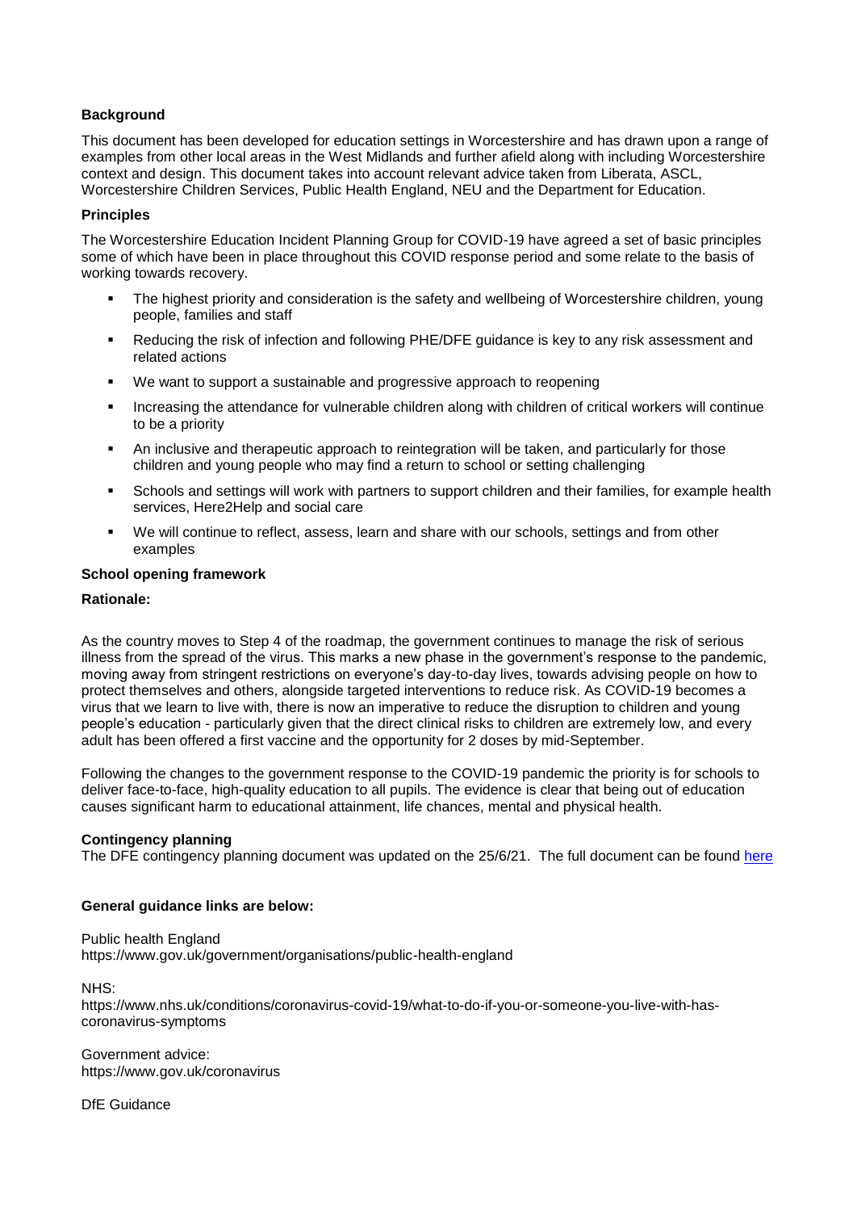**Background**

This document has been developed for education settings in Worcestershire and has drawn upon a range of examples from other local areas in the West Midlands and further afield along with including Worcestershire context and design. This document takes into account relevant advice taken from Liberata, ASCL, Worcestershire Children Services, Public Health England, NEU and the Department for Education.

**Principles**

The Worcestershire Education Incident Planning Group for COVID-19 have agreed a set of basic principles some of which have been in place throughout this COVID response period and some relate to the basis of working towards recovery.

- The highest priority and consideration is the safety and wellbeing of Worcestershire children, young people, families and staff
- Reducing the risk of infection and following PHE/DFE guidance is key to any risk assessment and related actions
- We want to support a sustainable and progressive approach to reopening
- Increasing the attendance for vulnerable children along with children of critical workers will continue to be a priority
- An inclusive and therapeutic approach to reintegration will be taken, and particularly for those children and young people who may find a return to school or setting challenging
- Schools and settings will work with partners to support children and their families, for example health services, Here2Help and social care
- We will continue to reflect, assess, learn and share with our schools, settings and from other examples

**School opening framework**

**Rationale:**

As the country moves to Step 4 of the roadmap, the government continues to manage the risk of serious illness from the spread of the virus. This marks a new phase in the government's response to the pandemic, moving away from stringent restrictions on everyone's day-to-day lives, towards advising people on how to protect themselves and others, alongside targeted interventions to reduce risk. As COVID-19 becomes a virus that we learn to live with, there is now an imperative to reduce the disruption to children and young people's education - particularly given that the direct clinical risks to children are extremely low, and every adult has been offered a first vaccine and the opportunity for 2 doses by mid-September.

Following the changes to the government response to the COVID-19 pandemic the priority is for schools to deliver face-to-face, high-quality education to all pupils. The evidence is clear that being out of education causes significant harm to educational attainment, life chances, mental and physical health.

**Contingency planning**

The DFE contingency planning document was updated on the 25/6/21. The full document can be found here

**General guidance links are below:**

Public health England
https://www.gov.uk/government/organisations/public-health-england

NHS:
https://www.nhs.uk/conditions/coronavirus-covid-19/what-to-do-if-you-or-someone-you-live-with-has-coronavirus-symptoms

Government advice:
https://www.gov.uk/coronavirus

DfE Guidance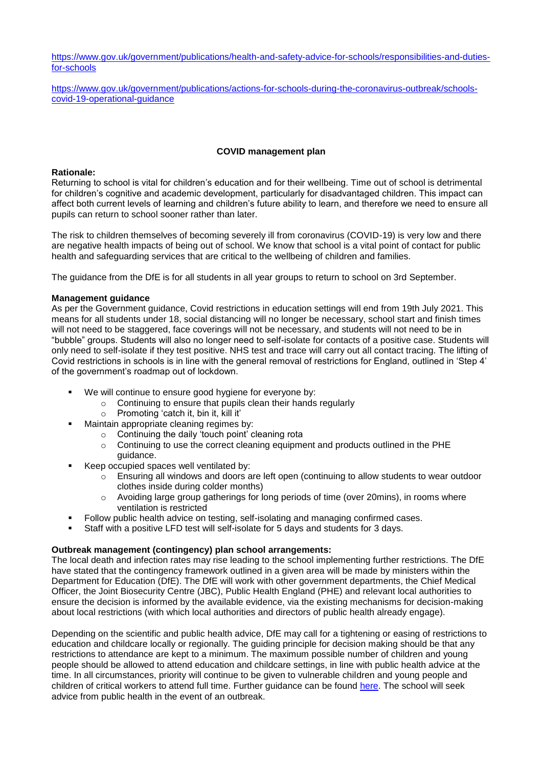https://www.gov.uk/government/publications/health-and-safety-advice-for-schools/responsibilities-and-duties-for-schools

https://www.gov.uk/government/publications/actions-for-schools-during-the-coronavirus-outbreak/schools-covid-19-operational-guidance

## COVID management plan

**Rationale:**
Returning to school is vital for children's education and for their wellbeing. Time out of school is detrimental for children's cognitive and academic development, particularly for disadvantaged children. This impact can affect both current levels of learning and children's future ability to learn, and therefore we need to ensure all pupils can return to school sooner rather than later.

The risk to children themselves of becoming severely ill from coronavirus (COVID-19) is very low and there are negative health impacts of being out of school. We know that school is a vital point of contact for public health and safeguarding services that are critical to the wellbeing of children and families.

The guidance from the DfE is for all students in all year groups to return to school on 3rd September.

**Management guidance**
As per the Government guidance, Covid restrictions in education settings will end from 19th July 2021. This means for all students under 18, social distancing will no longer be necessary, school start and finish times will not need to be staggered, face coverings will not be necessary, and students will not need to be in "bubble" groups. Students will also no longer need to self-isolate for contacts of a positive case. Students will only need to self-isolate if they test positive. NHS test and trace will carry out all contact tracing. The lifting of Covid restrictions in schools is in line with the general removal of restrictions for England, outlined in 'Step 4' of the government's roadmap out of lockdown.

- We will continue to ensure good hygiene for everyone by:
  - Continuing to ensure that pupils clean their hands regularly
  - Promoting 'catch it, bin it, kill it'
- Maintain appropriate cleaning regimes by:
  - Continuing the daily 'touch point' cleaning rota
  - Continuing to use the correct cleaning equipment and products outlined in the PHE guidance.
- Keep occupied spaces well ventilated by:
  - Ensuring all windows and doors are left open (continuing to allow students to wear outdoor clothes inside during colder months)
  - Avoiding large group gatherings for long periods of time (over 20mins), in rooms where ventilation is restricted
- Follow public health advice on testing, self-isolating and managing confirmed cases.
- Staff with a positive LFD test will self-isolate for 5 days and students for 3 days.

**Outbreak management (contingency) plan school arrangements:**
The local death and infection rates may rise leading to the school implementing further restrictions. The DfE have stated that the contingency framework outlined in a given area will be made by ministers within the Department for Education (DfE). The DfE will work with other government departments, the Chief Medical Officer, the Joint Biosecurity Centre (JBC), Public Health England (PHE) and relevant local authorities to ensure the decision is informed by the available evidence, via the existing mechanisms for decision-making about local restrictions (with which local authorities and directors of public health already engage).

Depending on the scientific and public health advice, DfE may call for a tightening or easing of restrictions to education and childcare locally or regionally. The guiding principle for decision making should be that any restrictions to attendance are kept to a minimum. The maximum possible number of children and young people should be allowed to attend education and childcare settings, in line with public health advice at the time. In all circumstances, priority will continue to be given to vulnerable children and young people and children of critical workers to attend full time. Further guidance can be found here. The school will seek advice from public health in the event of an outbreak.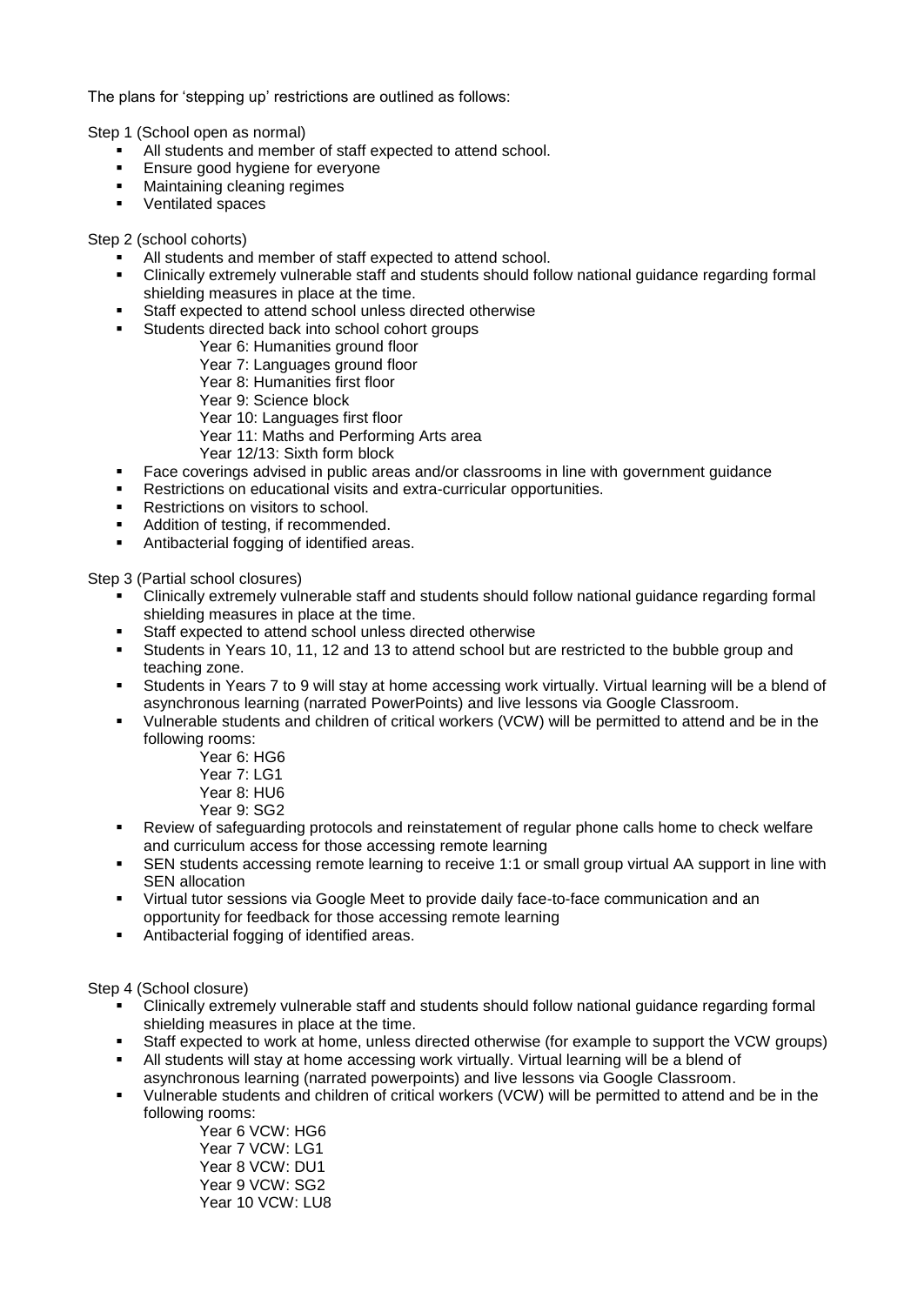The plans for 'stepping up' restrictions are outlined as follows:

Step 1 (School open as normal)

- All students and member of staff expected to attend school.
- Ensure good hygiene for everyone
- Maintaining cleaning regimes
- Ventilated spaces

Step 2 (school cohorts)

- All students and member of staff expected to attend school.
- Clinically extremely vulnerable staff and students should follow national guidance regarding formal shielding measures in place at the time.
- Staff expected to attend school unless directed otherwise
- Students directed back into school cohort groups
    - Year 6: Humanities ground floor
    - Year 7: Languages ground floor
    - Year 8: Humanities first floor
    - Year 9: Science block
    - Year 10: Languages first floor
    - Year 11: Maths and Performing Arts area
    - Year 12/13: Sixth form block
- Face coverings advised in public areas and/or classrooms in line with government guidance
- Restrictions on educational visits and extra-curricular opportunities.
- Restrictions on visitors to school.
- Addition of testing, if recommended.
- Antibacterial fogging of identified areas.

Step 3 (Partial school closures)

- Clinically extremely vulnerable staff and students should follow national guidance regarding formal shielding measures in place at the time.
- Staff expected to attend school unless directed otherwise
- Students in Years 10, 11, 12 and 13 to attend school but are restricted to the bubble group and teaching zone.
- Students in Years 7 to 9 will stay at home accessing work virtually. Virtual learning will be a blend of asynchronous learning (narrated PowerPoints) and live lessons via Google Classroom.
- Vulnerable students and children of critical workers (VCW) will be permitted to attend and be in the following rooms:
    - Year 6: HG6
    - Year 7: LG1
    - Year 8: HU6
    - Year 9: SG2
- Review of safeguarding protocols and reinstatement of regular phone calls home to check welfare and curriculum access for those accessing remote learning
- SEN students accessing remote learning to receive 1:1 or small group virtual AA support in line with SEN allocation
- Virtual tutor sessions via Google Meet to provide daily face-to-face communication and an opportunity for feedback for those accessing remote learning
- Antibacterial fogging of identified areas.

Step 4 (School closure)

- Clinically extremely vulnerable staff and students should follow national guidance regarding formal shielding measures in place at the time.
- Staff expected to work at home, unless directed otherwise (for example to support the VCW groups)
- All students will stay at home accessing work virtually. Virtual learning will be a blend of asynchronous learning (narrated powerpoints) and live lessons via Google Classroom.
- Vulnerable students and children of critical workers (VCW) will be permitted to attend and be in the following rooms:
    - Year 6 VCW: HG6
    - Year 7 VCW: LG1
    - Year 8 VCW: DU1
    - Year 9 VCW: SG2
    - Year 10 VCW: LU8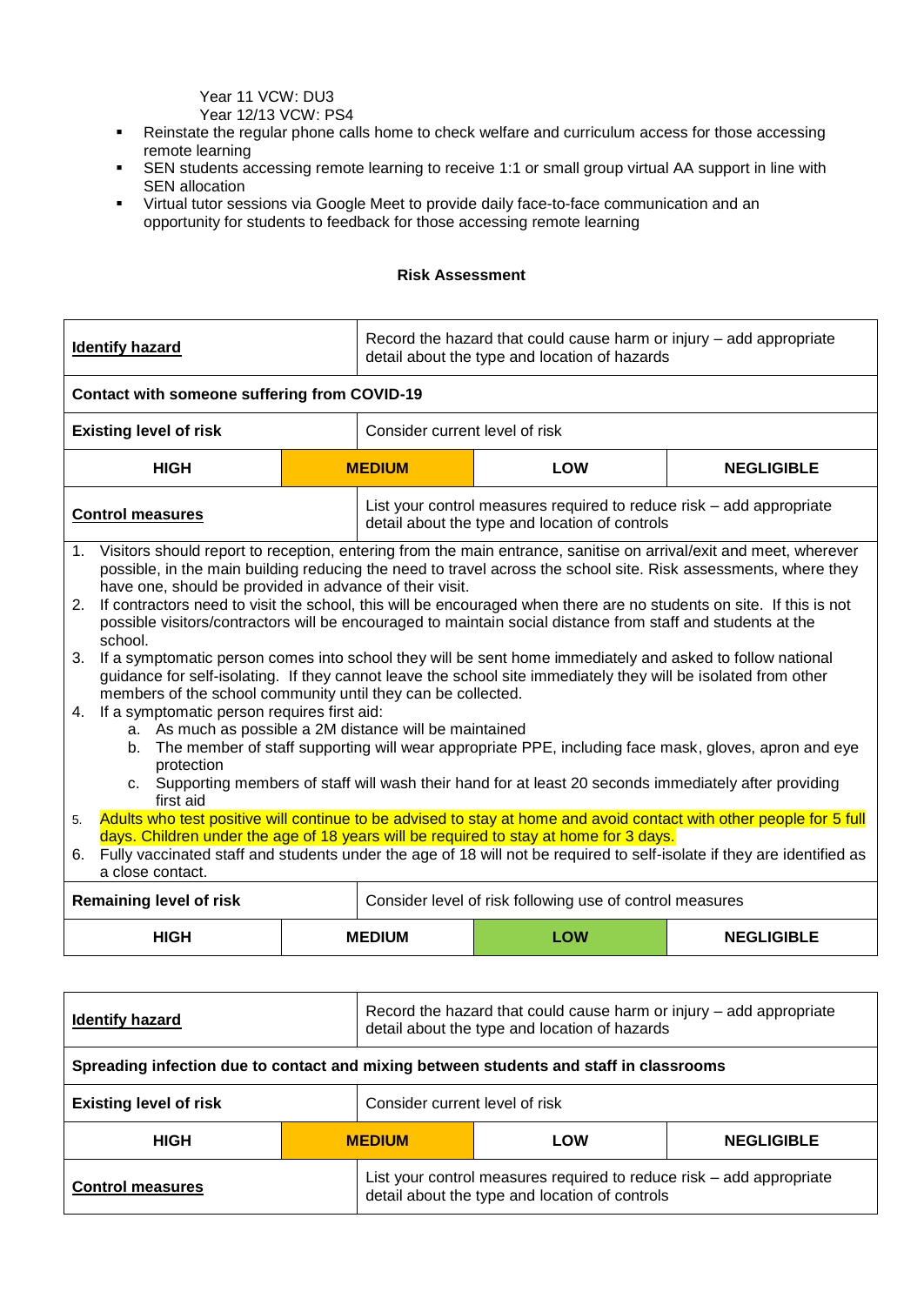Year 11 VCW: DU3
Year 12/13 VCW: PS4

- Reinstate the regular phone calls home to check welfare and curriculum access for those accessing remote learning
- SEN students accessing remote learning to receive 1:1 or small group virtual AA support in line with SEN allocation
- Virtual tutor sessions via Google Meet to provide daily face-to-face communication and an opportunity for students to feedback for those accessing remote learning

**Risk Assessment**

| **Identify hazard** | Record the hazard that could cause harm or injury – add appropriate detail about the type and location of hazards | | |
|---|---|---|---|
| **Contact with someone suffering from COVID-19** | | | |
| **Existing level of risk** | Consider current level of risk | | |
| **HIGH** | **MEDIUM** | **LOW** | **NEGLIGIBLE** |
| **Control measures** | List your control measures required to reduce risk – add appropriate detail about the type and location of controls | | |

1. Visitors should report to reception, entering from the main entrance, sanitise on arrival/exit and meet, wherever possible, in the main building reducing the need to travel across the school site. Risk assessments, where they have one, should be provided in advance of their visit.
2. If contractors need to visit the school, this will be encouraged when there are no students on site. If this is not possible visitors/contractors will be encouraged to maintain social distance from staff and students at the school.
3. If a symptomatic person comes into school they will be sent home immediately and asked to follow national guidance for self-isolating. If they cannot leave the school site immediately they will be isolated from other members of the school community until they can be collected.
4. If a symptomatic person requires first aid:
   a. As much as possible a 2M distance will be maintained
   b. The member of staff supporting will wear appropriate PPE, including face mask, gloves, apron and eye protection
   c. Supporting members of staff will wash their hand for at least 20 seconds immediately after providing first aid
5. Adults who test positive will continue to be advised to stay at home and avoid contact with other people for 5 full days. Children under the age of 18 years will be required to stay at home for 3 days.
6. Fully vaccinated staff and students under the age of 18 will not be required to self-isolate if they are identified as a close contact.

| **Remaining level of risk** | Consider level of risk following use of control measures | | |
|---|---|---|---|
| **HIGH** | **MEDIUM** | **LOW** | **NEGLIGIBLE** |

| **Identify hazard** | Record the hazard that could cause harm or injury – add appropriate detail about the type and location of hazards | | |
|---|---|---|---|
| **Spreading infection due to contact and mixing between students and staff in classrooms** | | | |
| **Existing level of risk** | Consider current level of risk | | |
| **HIGH** | **MEDIUM** | **LOW** | **NEGLIGIBLE** |
| **Control measures** | List your control measures required to reduce risk – add appropriate detail about the type and location of controls | | |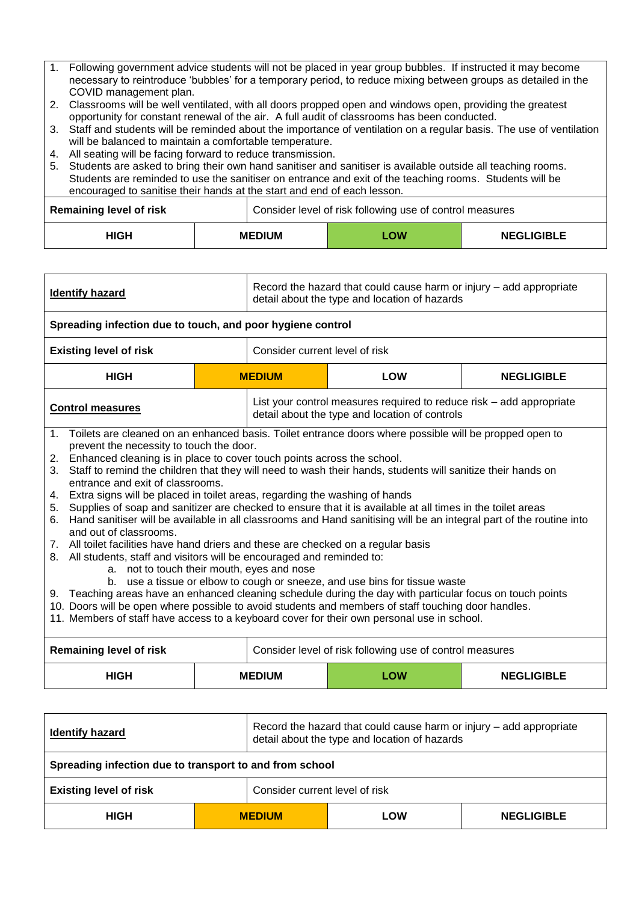1. Following government advice students will not be placed in year group bubbles. If instructed it may become necessary to reintroduce 'bubbles' for a temporary period, to reduce mixing between groups as detailed in the COVID management plan.
2. Classrooms will be well ventilated, with all doors propped open and windows open, providing the greatest opportunity for constant renewal of the air. A full audit of classrooms has been conducted.
3. Staff and students will be reminded about the importance of ventilation on a regular basis. The use of ventilation will be balanced to maintain a comfortable temperature.
4. All seating will be facing forward to reduce transmission.
5. Students are asked to bring their own hand sanitiser and sanitiser is available outside all teaching rooms. Students are reminded to use the sanitiser on entrance and exit of the teaching rooms. Students will be encouraged to sanitise their hands at the start and end of each lesson.

| **Remaining level of risk** | Consider level of risk following use of control measures | | |
|---|---|---|---|
| **HIGH** | **MEDIUM** | **LOW** | **NEGLIGIBLE** |

| **Identify hazard** | Record the hazard that could cause harm or injury – add appropriate detail about the type and location of hazards | | |
|---|---|---|---|
| **Spreading infection due to touch, and poor hygiene control** | | | |
| **Existing level of risk** | Consider current level of risk | | |
| **HIGH** | **MEDIUM** | **LOW** | **NEGLIGIBLE** |
| **Control measures** | List your control measures required to reduce risk – add appropriate detail about the type and location of controls | | |

1. Toilets are cleaned on an enhanced basis. Toilet entrance doors where possible will be propped open to prevent the necessity to touch the door.
2. Enhanced cleaning is in place to cover touch points across the school.
3. Staff to remind the children that they will need to wash their hands, students will sanitize their hands on entrance and exit of classrooms.
4. Extra signs will be placed in toilet areas, regarding the washing of hands
5. Supplies of soap and sanitizer are checked to ensure that it is available at all times in the toilet areas
6. Hand sanitiser will be available in all classrooms and Hand sanitising will be an integral part of the routine into and out of classrooms.
7. All toilet facilities have hand driers and these are checked on a regular basis
8. All students, staff and visitors will be encouraged and reminded to:
   a. not to touch their mouth, eyes and nose
   b. use a tissue or elbow to cough or sneeze, and use bins for tissue waste
9. Teaching areas have an enhanced cleaning schedule during the day with particular focus on touch points
10. Doors will be open where possible to avoid students and members of staff touching door handles.
11. Members of staff have access to a keyboard cover for their own personal use in school.

| **Remaining level of risk** | Consider level of risk following use of control measures | | |
|---|---|---|---|
| **HIGH** | **MEDIUM** | **LOW** | **NEGLIGIBLE** |

| **Identify hazard** | Record the hazard that could cause harm or injury – add appropriate detail about the type and location of hazards | | |
|---|---|---|---|
| **Spreading infection due to transport to and from school** | | | |
| **Existing level of risk** | Consider current level of risk | | |
| **HIGH** | **MEDIUM** | **LOW** | **NEGLIGIBLE** |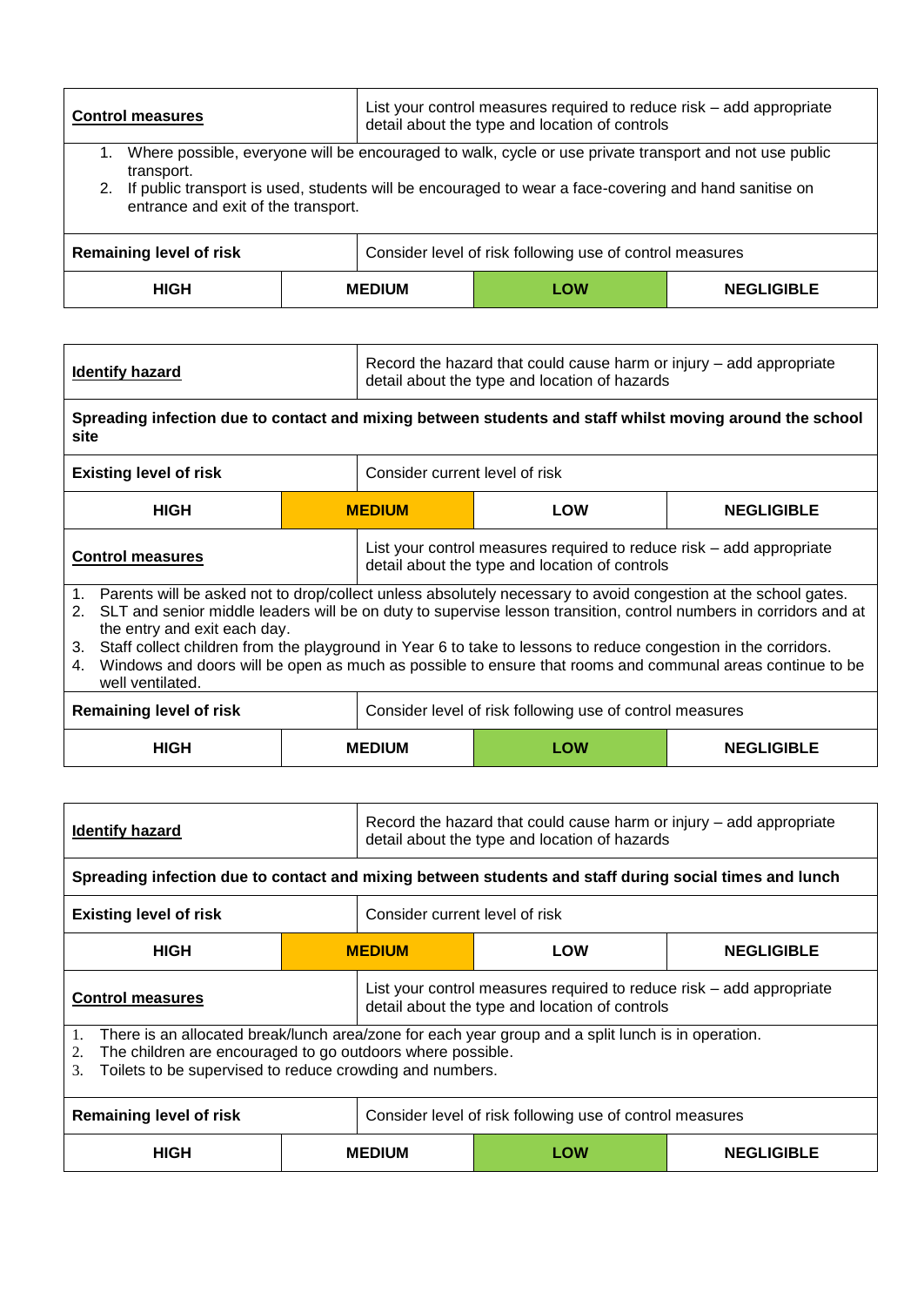| **Control measures** | List your control measures required to reduce risk – add appropriate detail about the type and location of controls | | |
|---|---|---|---|
| 1. Where possible, everyone will be encouraged to walk, cycle or use private transport and not use public transport.<br>2. If public transport is used, students will be encouraged to wear a face-covering and hand sanitise on entrance and exit of the transport. | | | |
| **Remaining level of risk** | Consider level of risk following use of control measures | | |
| **HIGH** | **MEDIUM** | **LOW** | **NEGLIGIBLE** |

| **Identify hazard** | Record the hazard that could cause harm or injury – add appropriate detail about the type and location of hazards | | |
|---|---|---|---|
| **Spreading infection due to contact and mixing between students and staff whilst moving around the school site** | | | |
| **Existing level of risk** | Consider current level of risk | | |
| **HIGH** | **MEDIUM** | **LOW** | **NEGLIGIBLE** |
| **Control measures** | List your control measures required to reduce risk – add appropriate detail about the type and location of controls | | |
| 1. Parents will be asked not to drop/collect unless absolutely necessary to avoid congestion at the school gates.<br>2. SLT and senior middle leaders will be on duty to supervise lesson transition, control numbers in corridors and at the entry and exit each day.<br>3. Staff collect children from the playground in Year 6 to take to lessons to reduce congestion in the corridors.<br>4. Windows and doors will be open as much as possible to ensure that rooms and communal areas continue to be well ventilated. | | | |
| **Remaining level of risk** | Consider level of risk following use of control measures | | |
| **HIGH** | **MEDIUM** | **LOW** | **NEGLIGIBLE** |

| **Identify hazard** | Record the hazard that could cause harm or injury – add appropriate detail about the type and location of hazards | | |
|---|---|---|---|
| **Spreading infection due to contact and mixing between students and staff during social times and lunch** | | | |
| **Existing level of risk** | Consider current level of risk | | |
| **HIGH** | **MEDIUM** | **LOW** | **NEGLIGIBLE** |
| **Control measures** | List your control measures required to reduce risk – add appropriate detail about the type and location of controls | | |
| 1. There is an allocated break/lunch area/zone for each year group and a split lunch is in operation.<br>2. The children are encouraged to go outdoors where possible.<br>3. Toilets to be supervised to reduce crowding and numbers. | | | |
| **Remaining level of risk** | Consider level of risk following use of control measures | | |
| **HIGH** | **MEDIUM** | **LOW** | **NEGLIGIBLE** |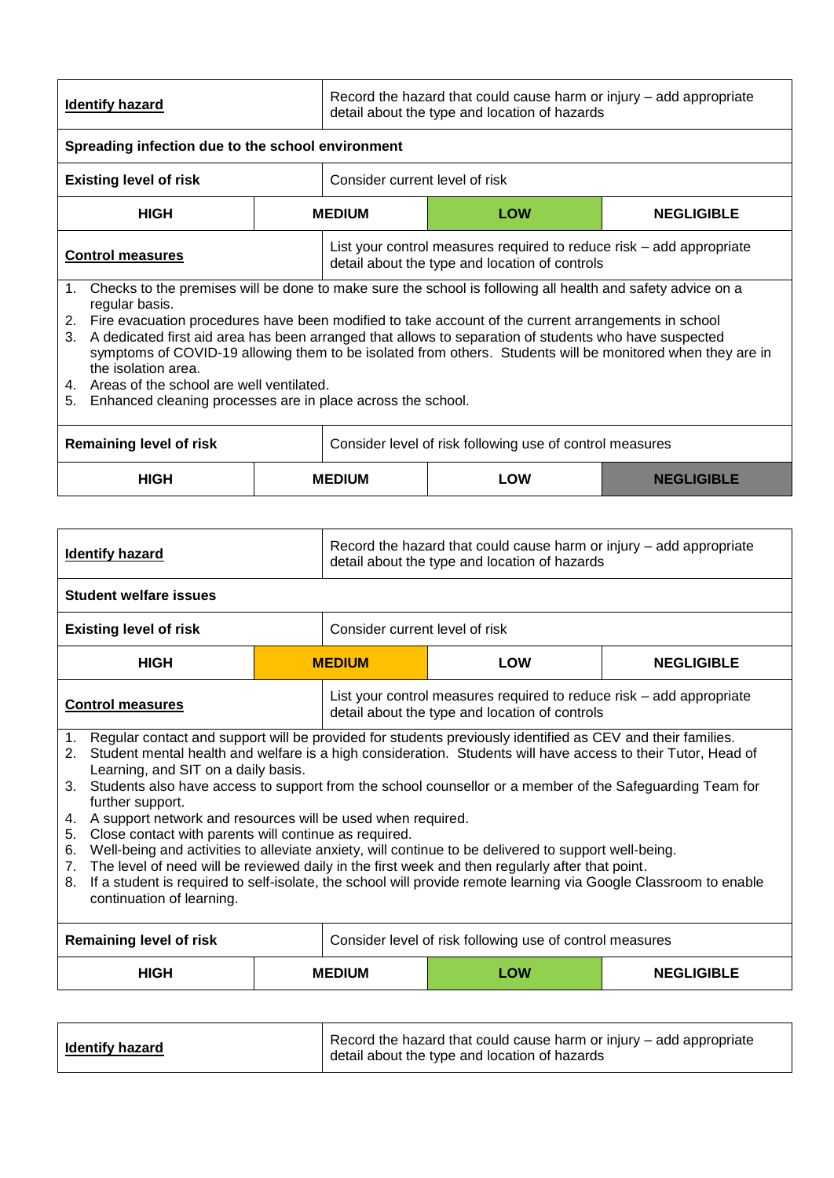| **Identify hazard** | Record the hazard that could cause harm or injury – add appropriate detail about the type and location of hazards | | |
|---|---|---|---|
| **Spreading infection due to the school environment** | | | |
| **Existing level of risk** | Consider current level of risk | | |
| **HIGH** | **MEDIUM** | **LOW** (selected) | **NEGLIGIBLE** |
| **Control measures** | List your control measures required to reduce risk – add appropriate detail about the type and location of controls | | |

1. Checks to the premises will be done to make sure the school is following all health and safety advice on a regular basis.
2. Fire evacuation procedures have been modified to take account of the current arrangements in school
3. A dedicated first aid area has been arranged that allows to separation of students who have suspected symptoms of COVID-19 allowing them to be isolated from others. Students will be monitored when they are in the isolation area.
4. Areas of the school are well ventilated.
5. Enhanced cleaning processes are in place across the school.

| **Remaining level of risk** | Consider level of risk following use of control measures | | |
|---|---|---|---|
| **HIGH** | **MEDIUM** | **LOW** | **NEGLIGIBLE** (selected) |

| **Identify hazard** | Record the hazard that could cause harm or injury – add appropriate detail about the type and location of hazards | | |
|---|---|---|---|
| **Student welfare issues** | | | |
| **Existing level of risk** | Consider current level of risk | | |
| **HIGH** | **MEDIUM** (selected) | **LOW** | **NEGLIGIBLE** |
| **Control measures** | List your control measures required to reduce risk – add appropriate detail about the type and location of controls | | |

1. Regular contact and support will be provided for students previously identified as CEV and their families.
2. Student mental health and welfare is a high consideration. Students will have access to their Tutor, Head of Learning, and SIT on a daily basis.
3. Students also have access to support from the school counsellor or a member of the Safeguarding Team for further support.
4. A support network and resources will be used when required.
5. Close contact with parents will continue as required.
6. Well-being and activities to alleviate anxiety, will continue to be delivered to support well-being.
7. The level of need will be reviewed daily in the first week and then regularly after that point.
8. If a student is required to self-isolate, the school will provide remote learning via Google Classroom to enable continuation of learning.

| **Remaining level of risk** | Consider level of risk following use of control measures | | |
|---|---|---|---|
| **HIGH** | **MEDIUM** | **LOW** (selected) | **NEGLIGIBLE** |

| **Identify hazard** | Record the hazard that could cause harm or injury – add appropriate detail about the type and location of hazards |
|---|---|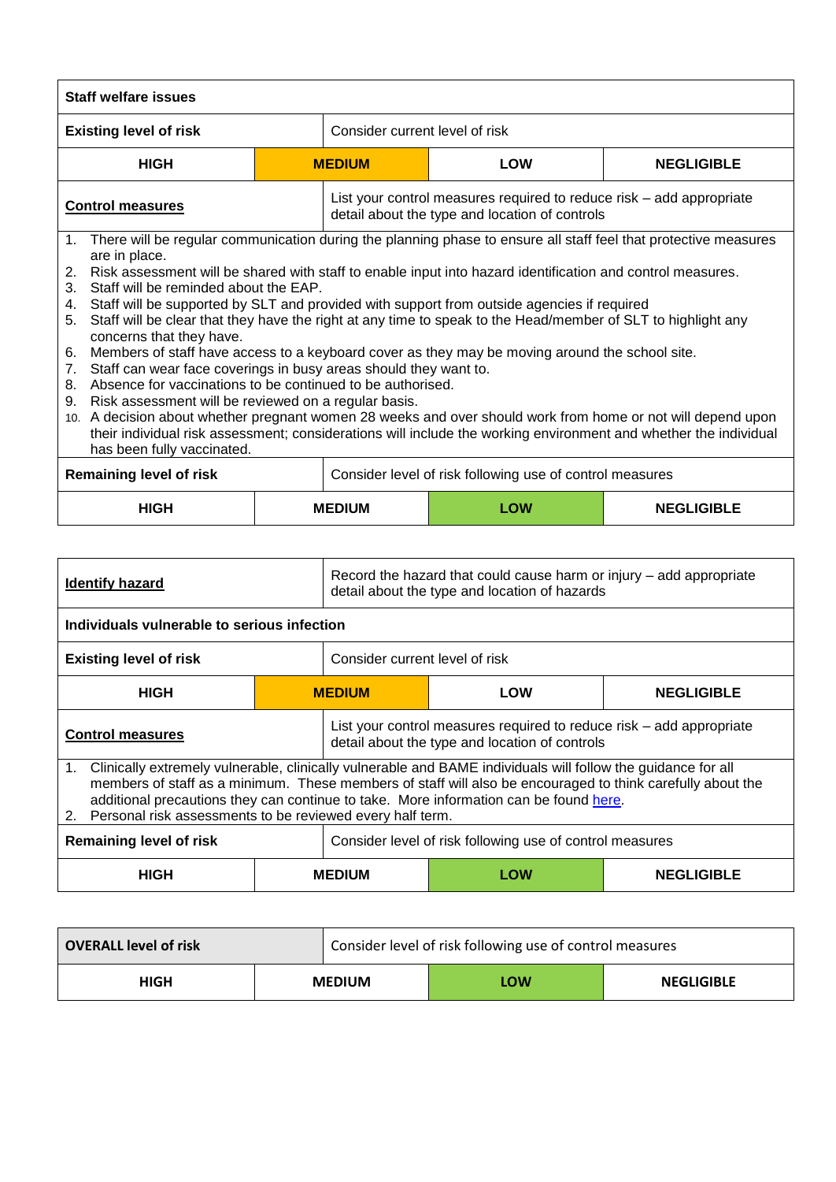| Staff welfare issues | | | |
|---|---|---|---|
| **Existing level of risk** | Consider current level of risk | | |
| **HIGH** | **MEDIUM** | **LOW** | **NEGLIGIBLE** |
| **Control measures** | List your control measures required to reduce risk – add appropriate detail about the type and location of controls | | |

1. There will be regular communication during the planning phase to ensure all staff feel that protective measures are in place.
2. Risk assessment will be shared with staff to enable input into hazard identification and control measures.
3. Staff will be reminded about the EAP.
4. Staff will be supported by SLT and provided with support from outside agencies if required
5. Staff will be clear that they have the right at any time to speak to the Head/member of SLT to highlight any concerns that they have.
6. Members of staff have access to a keyboard cover as they may be moving around the school site.
7. Staff can wear face coverings in busy areas should they want to.
8. Absence for vaccinations to be continued to be authorised.
9. Risk assessment will be reviewed on a regular basis.
10. A decision about whether pregnant women 28 weeks and over should work from home or not will depend upon their individual risk assessment; considerations will include the working environment and whether the individual has been fully vaccinated.

| **Remaining level of risk** | Consider level of risk following use of control measures | | |
|---|---|---|---|
| **HIGH** | **MEDIUM** | **LOW** | **NEGLIGIBLE** |

| **Identify hazard** | Record the hazard that could cause harm or injury – add appropriate detail about the type and location of hazards | | |
|---|---|---|---|
| **Individuals vulnerable to serious infection** | | | |
| **Existing level of risk** | Consider current level of risk | | |
| **HIGH** | **MEDIUM** | **LOW** | **NEGLIGIBLE** |
| **Control measures** | List your control measures required to reduce risk – add appropriate detail about the type and location of controls | | |

1. Clinically extremely vulnerable, clinically vulnerable and BAME individuals will follow the guidance for all members of staff as a minimum. These members of staff will also be encouraged to think carefully about the additional precautions they can continue to take. More information can be found here.
2. Personal risk assessments to be reviewed every half term.

| **Remaining level of risk** | Consider level of risk following use of control measures | | |
|---|---|---|---|
| **HIGH** | **MEDIUM** | **LOW** | **NEGLIGIBLE** |

| **OVERALL level of risk** | Consider level of risk following use of control measures | | |
|---|---|---|---|
| **HIGH** | **MEDIUM** | **LOW** | **NEGLIGIBLE** |